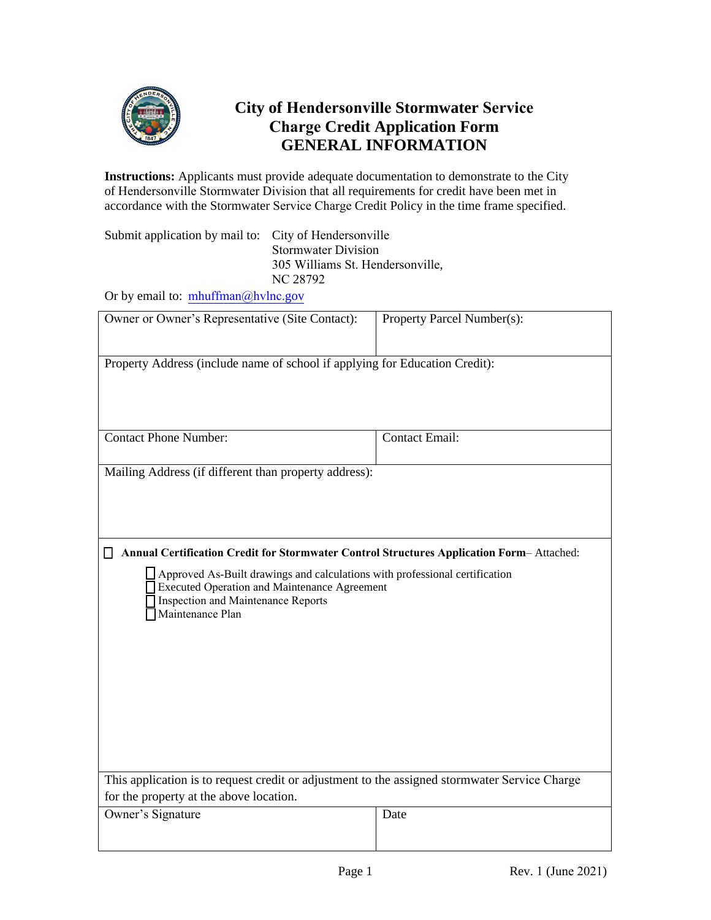# City of Hendersonville Stormwater Service Charge Credit Application Form GENERAL INFORMATION

**Instructions:** Applicants must provide adequate documentation to demonstrate to the City of Hendersonville Stormwater Division that all requirements for credit have been met in accordance with the Stormwater Service Charge Credit Policy in the time frame specified.

Submit application by mail to: City of Hendersonville
Stormwater Division
305 Williams St. Hendersonville,
NC 28792

Or by email to: mhuffman@hvlnc.gov

| Owner or Owner's Representative (Site Contact): | Property Parcel Number(s): |
|---|---|
| Property Address (include name of school if applying for Education Credit): | |
| Contact Phone Number: | Contact Email: |
| Mailing Address (if different than property address): | |
| ☐ **Annual Certification Credit for Stormwater Control Structures Application Form**– Attached:<br>☐ Approved As-Built drawings and calculations with professional certification<br>☐ Executed Operation and Maintenance Agreement<br>☐ Inspection and Maintenance Reports<br>☐ Maintenance Plan | |
| This application is to request credit or adjustment to the assigned stormwater Service Charge for the property at the above location. | |
| Owner's Signature | Date |

Rev. 1 (June 2021)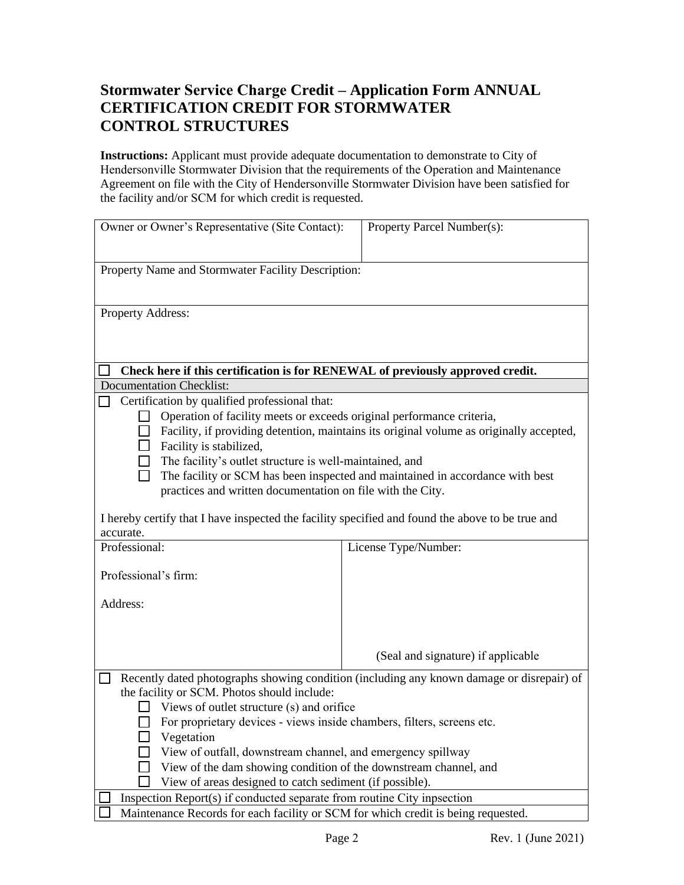## Stormwater Service Charge Credit – Application Form ANNUAL CERTIFICATION CREDIT FOR STORMWATER CONTROL STRUCTURES

**Instructions:** Applicant must provide adequate documentation to demonstrate to City of Hendersonville Stormwater Division that the requirements of the Operation and Maintenance Agreement on file with the City of Hendersonville Stormwater Division have been satisfied for the facility and/or SCM for which credit is requested.

| | |
|---|---|
| Owner or Owner's Representative (Site Contact): | Property Parcel Number(s): |
| Property Name and Stormwater Facility Description: | |
| Property Address: | |

☐ **Check here if this certification is for RENEWAL of previously approved credit.**

Documentation Checklist:

☐ Certification by qualified professional that:

- ☐ Operation of facility meets or exceeds original performance criteria,
- ☐ Facility, if providing detention, maintains its original volume as originally accepted,
- ☐ Facility is stabilized,
- ☐ The facility's outlet structure is well-maintained, and
- ☐ The facility or SCM has been inspected and maintained in accordance with best practices and written documentation on file with the City.

I hereby certify that I have inspected the facility specified and found the above to be true and accurate.

| | |
|---|---|
| Professional:<br><br>Professional's firm:<br><br>Address: | License Type/Number:<br><br><br><br>(Seal and signature) if applicable |

☐ Recently dated photographs showing condition (including any known damage or disrepair) of the facility or SCM. Photos should include:

- ☐ Views of outlet structure (s) and orifice
- ☐ For proprietary devices - views inside chambers, filters, screens etc.
- ☐ Vegetation
- ☐ View of outfall, downstream channel, and emergency spillway
- ☐ View of the dam showing condition of the downstream channel, and
- ☐ View of areas designed to catch sediment (if possible).

☐ Inspection Report(s) if conducted separate from routine City inpsection

☐ Maintenance Records for each facility or SCM for which credit is being requested.

Rev. 1 (June 2021)